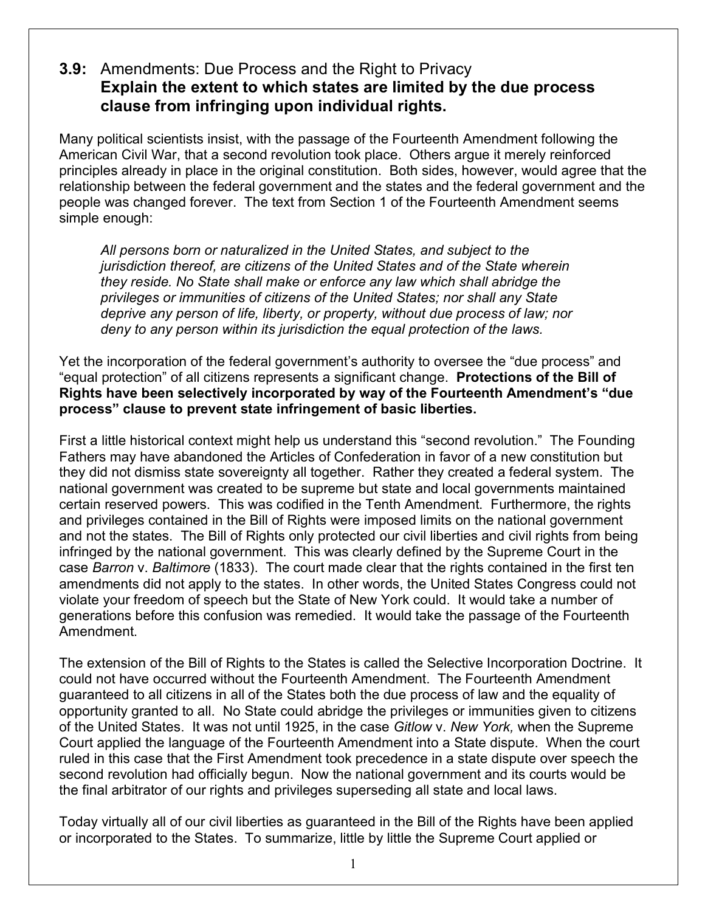## **3.9:** Amendments: Due Process and the Right to Privacy

**Explain the extent to which states are limited by the due process clause from infringing upon individual rights.**

Many political scientists insist, with the passage of the Fourteenth Amendment following the American Civil War, that a second revolution took place. Others argue it merely reinforced principles already in place in the original constitution. Both sides, however, would agree that the relationship between the federal government and the states and the federal government and the people was changed forever. The text from Section 1 of the Fourteenth Amendment seems simple enough:

> *All persons born or naturalized in the United States, and subject to the jurisdiction thereof, are citizens of the United States and of the State wherein they reside. No State shall make or enforce any law which shall abridge the privileges or immunities of citizens of the United States; nor shall any State deprive any person of life, liberty, or property, without due process of law; nor deny to any person within its jurisdiction the equal protection of the laws.*

Yet the incorporation of the federal government's authority to oversee the "due process" and "equal protection" of all citizens represents a significant change. **Protections of the Bill of Rights have been selectively incorporated by way of the Fourteenth Amendment's "due process" clause to prevent state infringement of basic liberties.**

First a little historical context might help us understand this "second revolution." The Founding Fathers may have abandoned the Articles of Confederation in favor of a new constitution but they did not dismiss state sovereignty all together. Rather they created a federal system. The national government was created to be supreme but state and local governments maintained certain reserved powers. This was codified in the Tenth Amendment. Furthermore, the rights and privileges contained in the Bill of Rights were imposed limits on the national government and not the states. The Bill of Rights only protected our civil liberties and civil rights from being infringed by the national government. This was clearly defined by the Supreme Court in the case *Barron* v. *Baltimore* (1833). The court made clear that the rights contained in the first ten amendments did not apply to the states. In other words, the United States Congress could not violate your freedom of speech but the State of New York could. It would take a number of generations before this confusion was remedied. It would take the passage of the Fourteenth Amendment.

The extension of the Bill of Rights to the States is called the Selective Incorporation Doctrine. It could not have occurred without the Fourteenth Amendment. The Fourteenth Amendment guaranteed to all citizens in all of the States both the due process of law and the equality of opportunity granted to all. No State could abridge the privileges or immunities given to citizens of the United States. It was not until 1925, in the case *Gitlow* v. *New York,* when the Supreme Court applied the language of the Fourteenth Amendment into a State dispute. When the court ruled in this case that the First Amendment took precedence in a state dispute over speech the second revolution had officially begun. Now the national government and its courts would be the final arbitrator of our rights and privileges superseding all state and local laws.

Today virtually all of our civil liberties as guaranteed in the Bill of the Rights have been applied or incorporated to the States. To summarize, little by little the Supreme Court applied or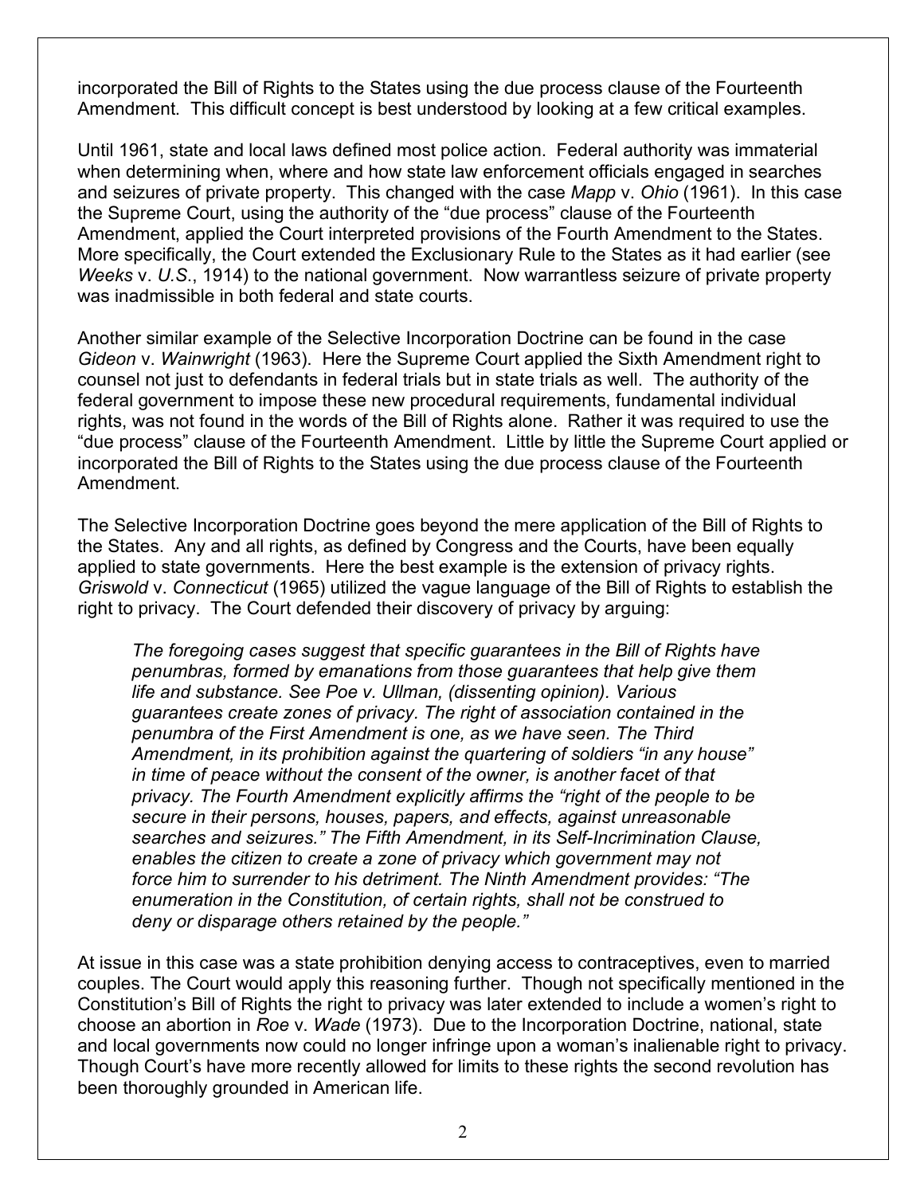incorporated the Bill of Rights to the States using the due process clause of the Fourteenth Amendment. This difficult concept is best understood by looking at a few critical examples.

Until 1961, state and local laws defined most police action. Federal authority was immaterial when determining when, where and how state law enforcement officials engaged in searches and seizures of private property. This changed with the case *Mapp* v. *Ohio* (1961). In this case the Supreme Court, using the authority of the "due process" clause of the Fourteenth Amendment, applied the Court interpreted provisions of the Fourth Amendment to the States. More specifically, the Court extended the Exclusionary Rule to the States as it had earlier (see *Weeks* v. *U.S.*, 1914) to the national government. Now warrantless seizure of private property was inadmissible in both federal and state courts.

Another similar example of the Selective Incorporation Doctrine can be found in the case *Gideon* v. *Wainwright* (1963). Here the Supreme Court applied the Sixth Amendment right to counsel not just to defendants in federal trials but in state trials as well. The authority of the federal government to impose these new procedural requirements, fundamental individual rights, was not found in the words of the Bill of Rights alone. Rather it was required to use the "due process" clause of the Fourteenth Amendment. Little by little the Supreme Court applied or incorporated the Bill of Rights to the States using the due process clause of the Fourteenth Amendment.

The Selective Incorporation Doctrine goes beyond the mere application of the Bill of Rights to the States. Any and all rights, as defined by Congress and the Courts, have been equally applied to state governments. Here the best example is the extension of privacy rights. *Griswold* v. *Connecticut* (1965) utilized the vague language of the Bill of Rights to establish the right to privacy. The Court defended their discovery of privacy by arguing:

> *The foregoing cases suggest that specific guarantees in the Bill of Rights have penumbras, formed by emanations from those guarantees that help give them life and substance. See Poe v. Ullman, (dissenting opinion). Various guarantees create zones of privacy. The right of association contained in the penumbra of the First Amendment is one, as we have seen. The Third Amendment, in its prohibition against the quartering of soldiers "in any house" in time of peace without the consent of the owner, is another facet of that privacy. The Fourth Amendment explicitly affirms the "right of the people to be secure in their persons, houses, papers, and effects, against unreasonable searches and seizures." The Fifth Amendment, in its Self-Incrimination Clause, enables the citizen to create a zone of privacy which government may not force him to surrender to his detriment. The Ninth Amendment provides: "The enumeration in the Constitution, of certain rights, shall not be construed to deny or disparage others retained by the people."*

At issue in this case was a state prohibition denying access to contraceptives, even to married couples. The Court would apply this reasoning further. Though not specifically mentioned in the Constitution's Bill of Rights the right to privacy was later extended to include a women's right to choose an abortion in *Roe* v. *Wade* (1973). Due to the Incorporation Doctrine, national, state and local governments now could no longer infringe upon a woman's inalienable right to privacy. Though Court's have more recently allowed for limits to these rights the second revolution has been thoroughly grounded in American life.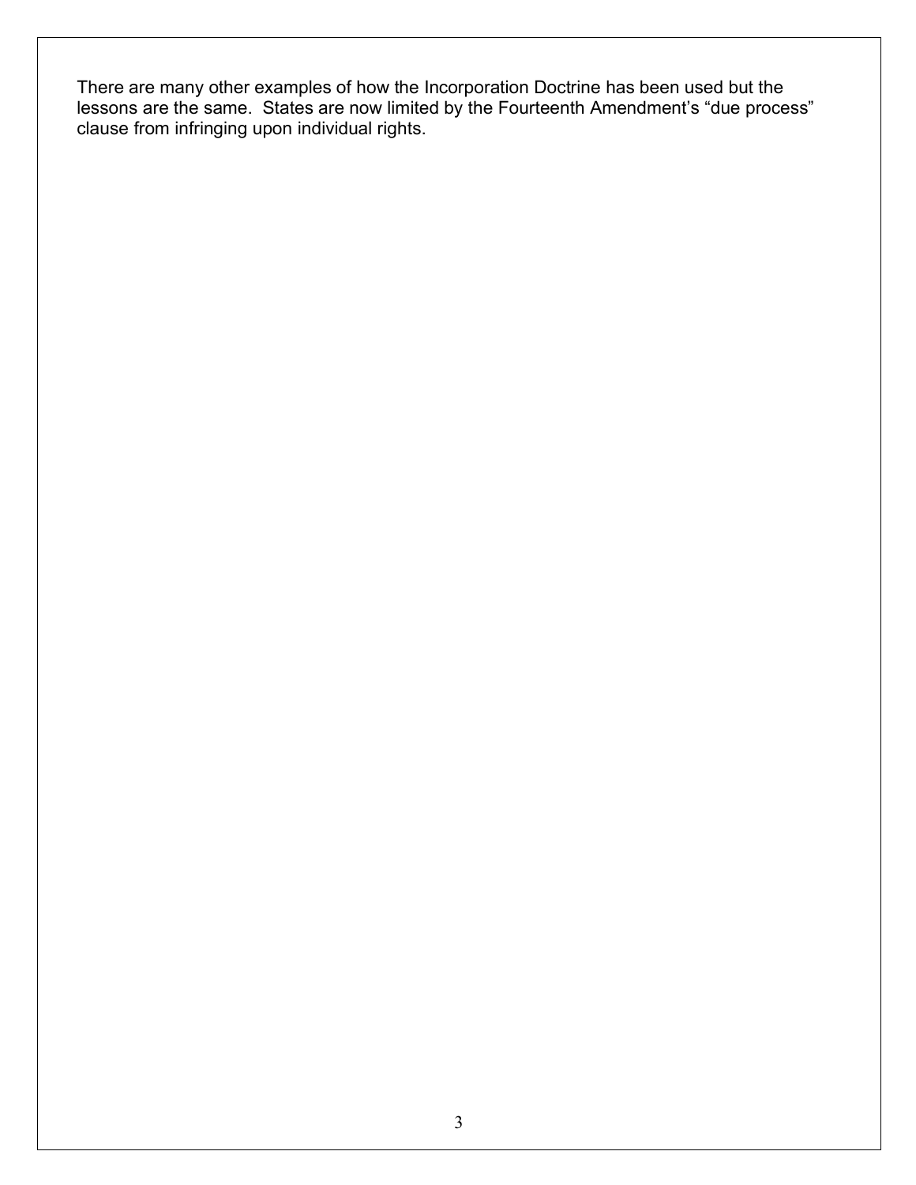There are many other examples of how the Incorporation Doctrine has been used but the lessons are the same. States are now limited by the Fourteenth Amendment's "due process" clause from infringing upon individual rights.